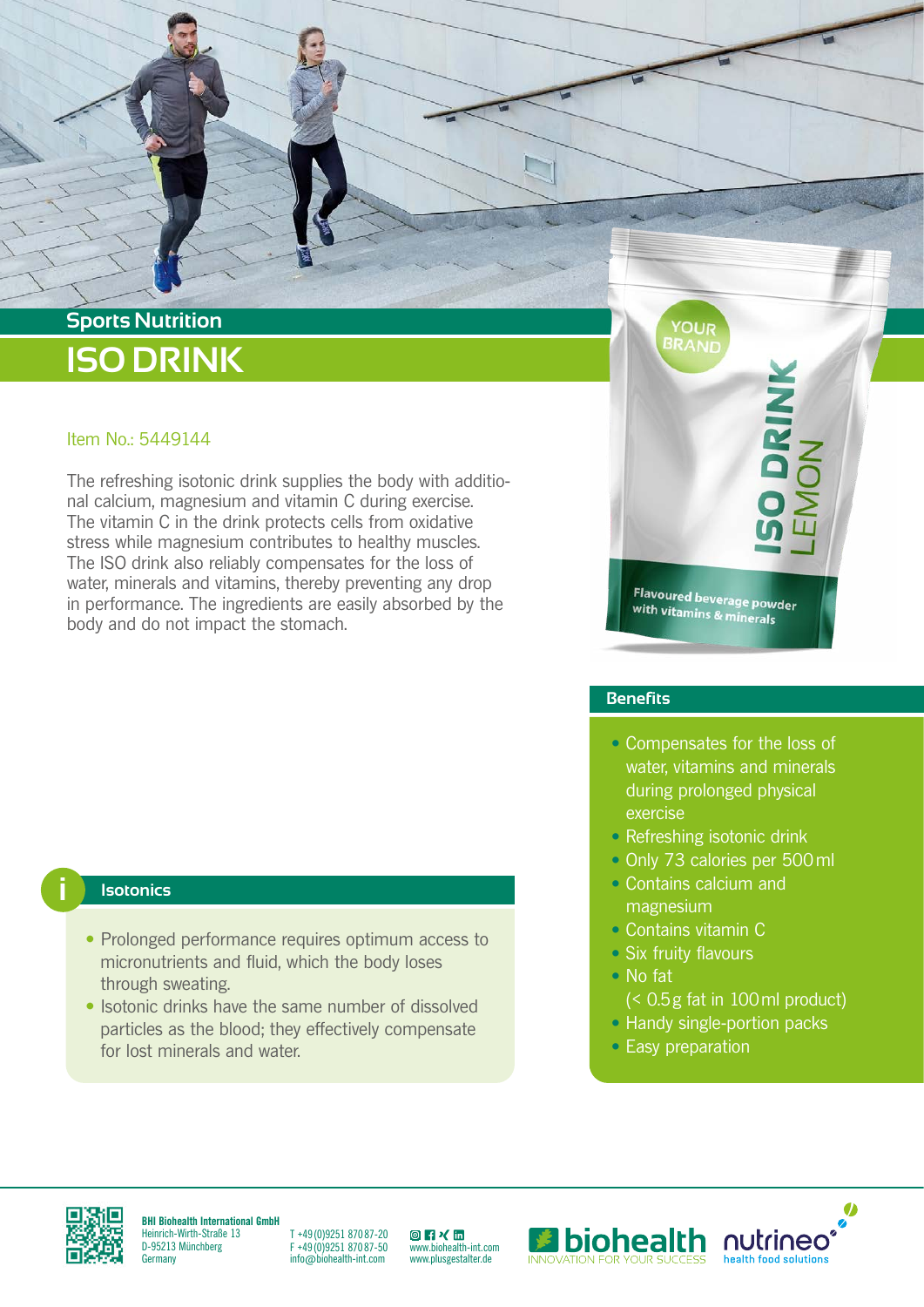Sports Nutrition

# ISO DRINK

Item No.: 5449144

The refreshing isotonic drink supplies the body with additional calcium, magnesium and vitamin C during exercise. The vitamin C in the drink protects cells from oxidative stress while magnesium contributes to healthy muscles. The ISO drink also reliably compensates for the loss of water, minerals and vitamins, thereby preventing any drop in performance. The ingredients are easily absorbed by the body and do not impact the stomach.

YOUR BRAND

ISO DRINK LEMON

Flavoured beverage powder with vitamins & minerals

## Benefits

- Compensates for the loss of water, vitamins and minerals during prolonged physical exercise
- Refreshing isotonic drink
- Only 73 calories per 500 ml
- Contains calcium and magnesium
- Contains vitamin C
- Six fruity flavours
- No fat (< 0.5 g fat in 100 ml product)
- Handy single-portion packs
- Easy preparation

## Isotonics

- Prolonged performance requires optimum access to micronutrients and fluid, which the body loses through sweating.
- Isotonic drinks have the same number of dissolved particles as the blood; they effectively compensate for lost minerals and water.

**BHI Biohealth International GmbH**
Heinrich-Wirth-Straße 13
D-95213 Münchberg
Germany

T +49 (0)9251 870 87-20
F +49 (0)9251 870 87-50
info@biohealth-int.com

www.biohealth-int.com
www.plusgestalter.de

biohealth INNOVATION FOR YOUR SUCCESS

nutrineo health food solutions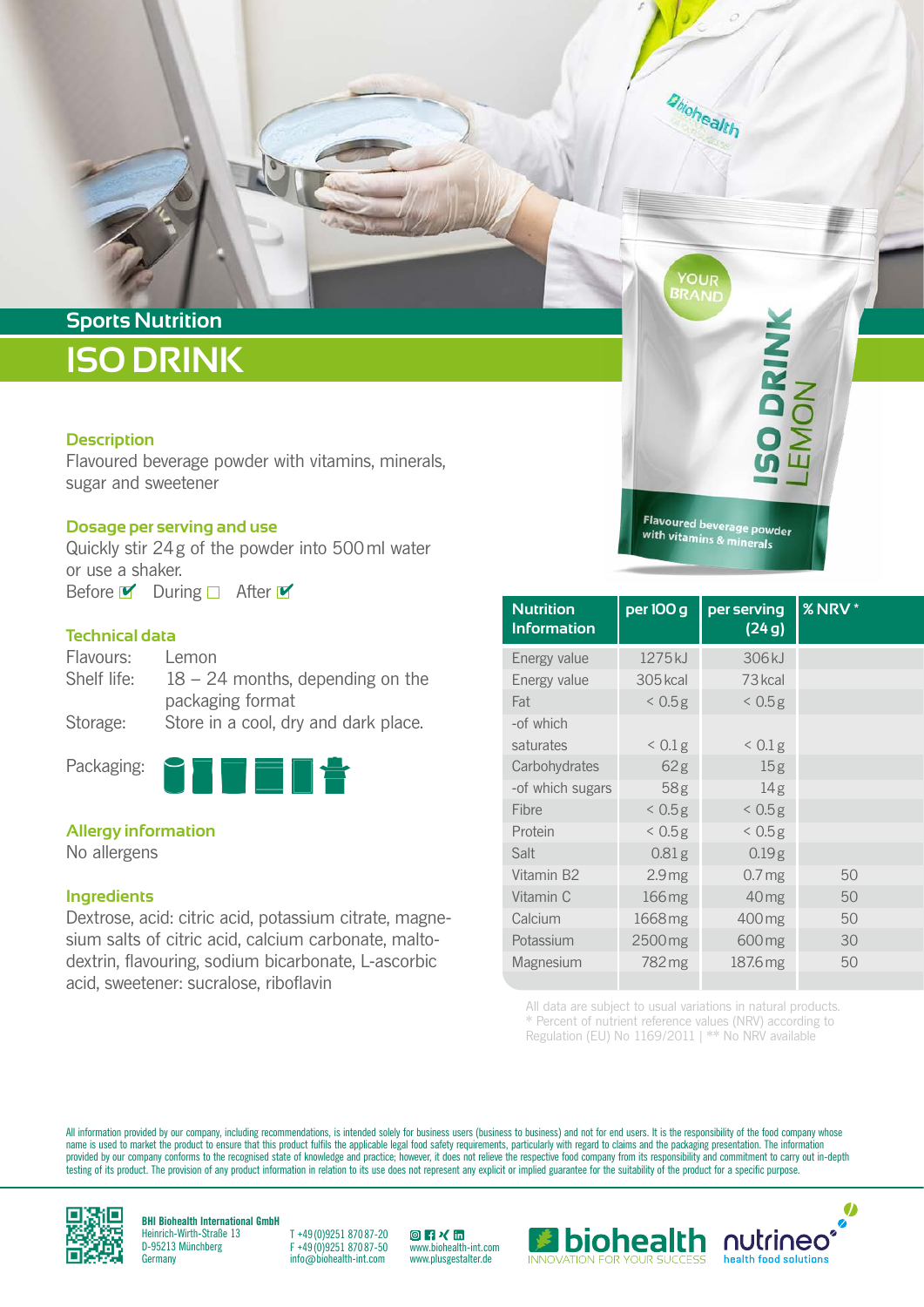## Sports Nutrition

# ISO DRINK

### Description

Flavoured beverage powder with vitamins, minerals, sugar and sweetener

### Dosage per serving and use

Quickly stir 24 g of the powder into 500 ml water or use a shaker.

Before ☑ During ☐ After ☑

### Technical data

Flavours: Lemon

Shelf life: 18 – 24 months, depending on the packaging format

Storage: Store in a cool, dry and dark place.

Packaging:

### Allergy information

No allergens

### Ingredients

Dextrose, acid: citric acid, potassium citrate, magnesium salts of citric acid, calcium carbonate, maltodextrin, flavouring, sodium bicarbonate, L-ascorbic acid, sweetener: sucralose, riboflavin

| Nutrition Information | per 100 g | per serving (24 g) | % NRV * |
|---|---|---|---|
| Energy value | 1275 kJ | 306 kJ | |
| Energy value | 305 kcal | 73 kcal | |
| Fat | < 0.5 g | < 0.5 g | |
| -of which saturates | < 0.1 g | < 0.1 g | |
| Carbohydrates | 62 g | 15 g | |
| -of which sugars | 58 g | 14 g | |
| Fibre | < 0.5 g | < 0.5 g | |
| Protein | < 0.5 g | < 0.5 g | |
| Salt | 0.81 g | 0.19 g | |
| Vitamin B2 | 2.9 mg | 0.7 mg | 50 |
| Vitamin C | 166 mg | 40 mg | 50 |
| Calcium | 1668 mg | 400 mg | 50 |
| Potassium | 2500 mg | 600 mg | 30 |
| Magnesium | 782 mg | 187.6 mg | 50 |

All data are subject to usual variations in natural products.
* Percent of nutrient reference values (NRV) according to Regulation (EU) No 1169/2011 | ** No NRV available

All information provided by our company, including recommendations, is intended solely for business users (business to business) and not for end users. It is the responsibility of the food company whose name is used to market the product to ensure that this product fulfils the applicable legal food safety requirements, particularly with regard to claims and the packaging presentation. The information provided by our company conforms to the recognised state of knowledge and practice; however, it does not relieve the respective food company from its responsibility and commitment to carry out in-depth testing of its product. The provision of any product information in relation to its use does not represent any explicit or implied guarantee for the suitability of the product for a specific purpose.

**BHI Biohealth International GmbH**
Heinrich-Wirth-Straße 13
D-95213 Münchberg
Germany

T +49 (0)9251 870 87-20
F +49 (0)9251 870 87-50
info@biohealth-int.com

www.biohealth-int.com
www.plusgestalter.de

biohealth INNOVATION FOR YOUR SUCCESS
nutrineo health food solutions